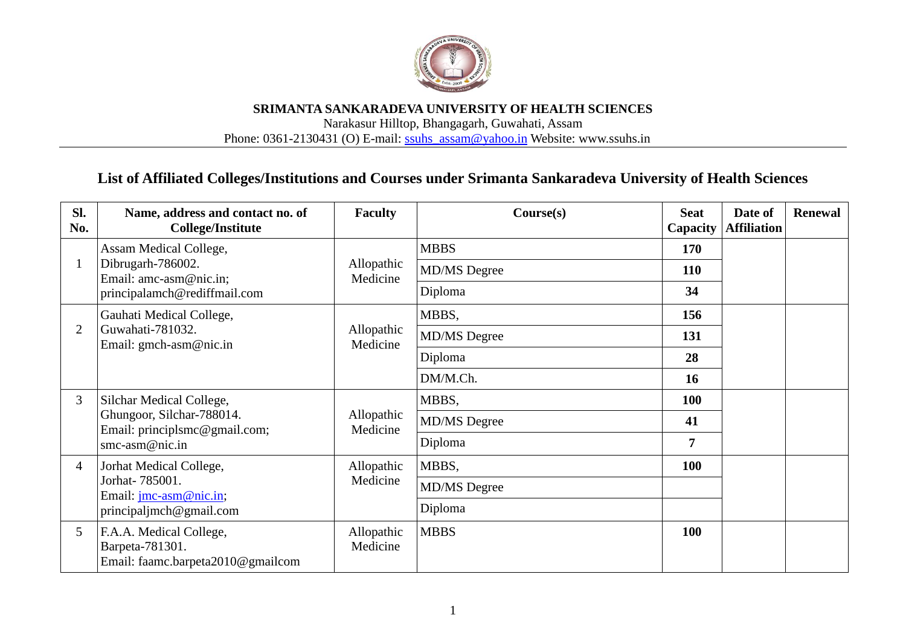**SRIMANTA SANKARADEVA UNIVERSITY OF HEALTH SCIENCES**

Narakasur Hilltop, Bhangagarh, Guwahati, Assam

Phone: 0361-2130431 (O) E-mail: ssuhs_assam@yahoo.in Website: www.ssuhs.in

## List of Affiliated Colleges/Institutions and Courses under Srimanta Sankaradeva University of Health Sciences

| Sl. No. | Name, address and contact no. of College/Institute | Faculty | Course(s) | Seat Capacity | Date of Affiliation | Renewal |
|---|---|---|---|---|---|---|
| 1 | Assam Medical College, Dibrugarh-786002. Email: amc-asm@nic.in; principalamch@rediffmail.com | Allopathic Medicine | MBBS | **170** | | |
| | | | MD/MS Degree | **110** | | |
| | | | Diploma | **34** | | |
| 2 | Gauhati Medical College, Guwahati-781032. Email: gmch-asm@nic.in | Allopathic Medicine | MBBS, | **156** | | |
| | | | MD/MS Degree | **131** | | |
| | | | Diploma | **28** | | |
| | | | DM/M.Ch. | **16** | | |
| 3 | Silchar Medical College, Ghungoor, Silchar-788014. Email: principlsmc@gmail.com; smc-asm@nic.in | Allopathic Medicine | MBBS, | **100** | | |
| | | | MD/MS Degree | **41** | | |
| | | | Diploma | **7** | | |
| 4 | Jorhat Medical College, Jorhat- 785001. Email: jmc-asm@nic.in; principaljmch@gmail.com | Allopathic Medicine | MBBS, | **100** | | |
| | | | MD/MS Degree | | | |
| | | | Diploma | | | |
| 5 | F.A.A. Medical College, Barpeta-781301. Email: faamc.barpeta2010@gmailcom | Allopathic Medicine | MBBS | **100** | | |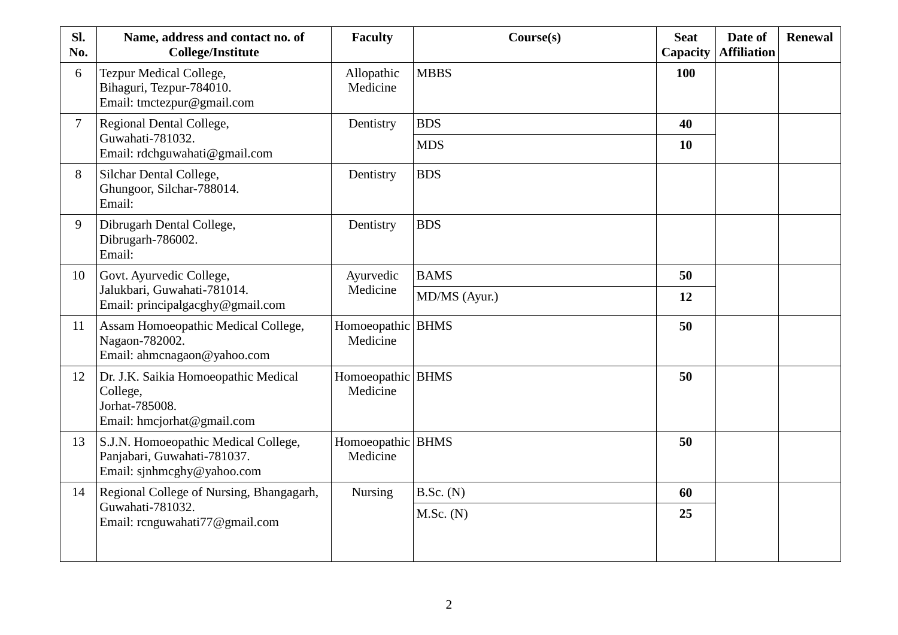| Sl. No. | Name, address and contact no. of College/Institute | Faculty | Course(s) | Seat Capacity | Date of Affiliation | Renewal |
|---|---|---|---|---|---|---|
| 6 | Tezpur Medical College, Bihaguri, Tezpur-784010. Email: tmctezpur@gmail.com | Allopathic Medicine | MBBS | **100** | | |
| 7 | Regional Dental College, Guwahati-781032. Email: rdchguwahati@gmail.com | Dentistry | BDS | **40** | | |
| | | | MDS | **10** | | |
| 8 | Silchar Dental College, Ghungoor, Silchar-788014. Email: | Dentistry | BDS | | | |
| 9 | Dibrugarh Dental College, Dibrugarh-786002. Email: | Dentistry | BDS | | | |
| 10 | Govt. Ayurvedic College, Jalukbari, Guwahati-781014. Email: principalgacghy@gmail.com | Ayurvedic Medicine | BAMS | **50** | | |
| | | | MD/MS (Ayur.) | **12** | | |
| 11 | Assam Homoeopathic Medical College, Nagaon-782002. Email: ahmcnagaon@yahoo.com | Homoeopathic Medicine | BHMS | **50** | | |
| 12 | Dr. J.K. Saikia Homoeopathic Medical College, Jorhat-785008. Email: hmcjorhat@gmail.com | Homoeopathic Medicine | BHMS | **50** | | |
| 13 | S.J.N. Homoeopathic Medical College, Panjabari, Guwahati-781037. Email: sjnhmcghy@yahoo.com | Homoeopathic Medicine | BHMS | **50** | | |
| 14 | Regional College of Nursing, Bhangagarh, Guwahati-781032. Email: rcnguwahati77@gmail.com | Nursing | B.Sc. (N) | **60** | | |
| | | | M.Sc. (N) | **25** | | |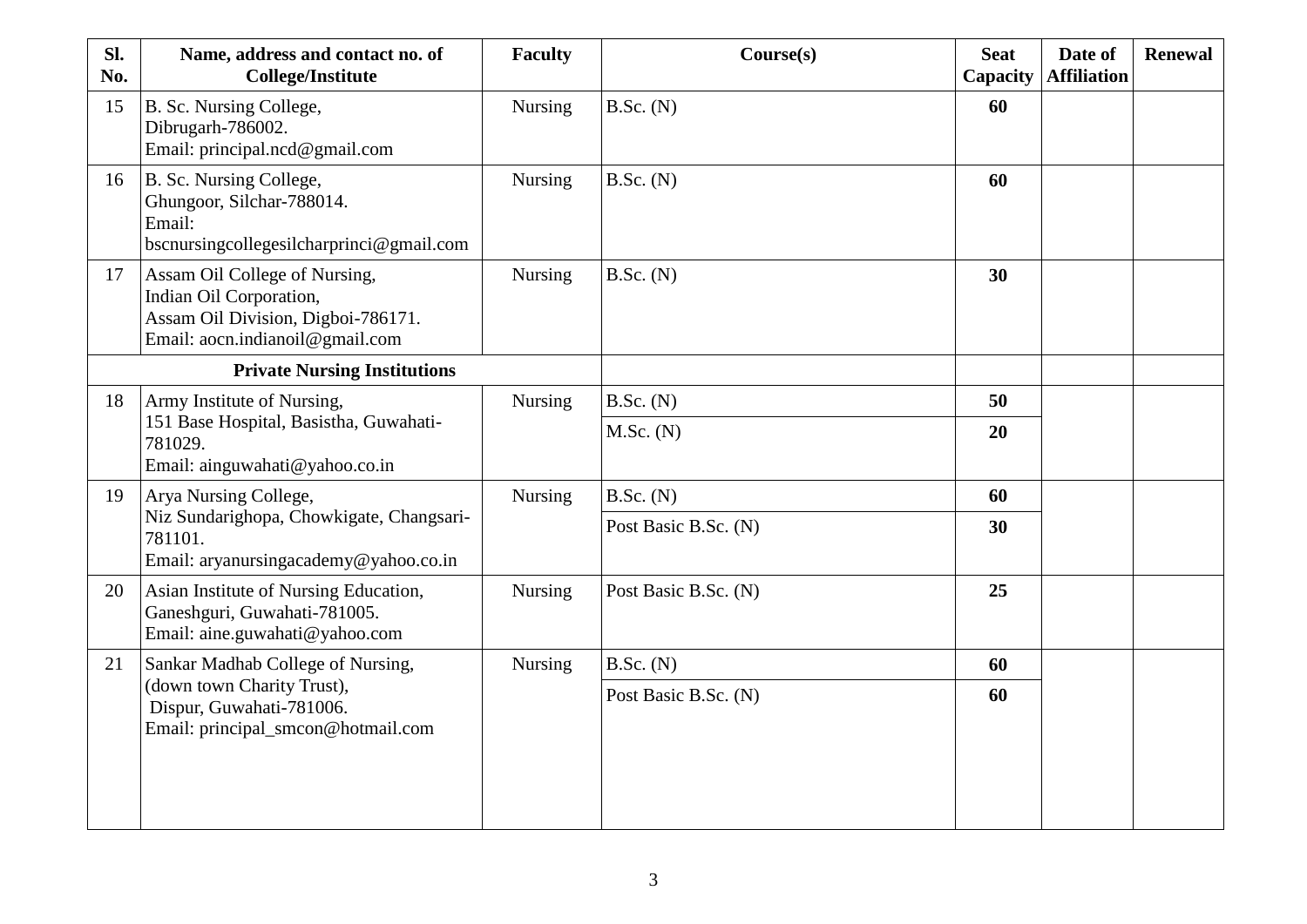| Sl. No. | Name, address and contact no. of College/Institute | Faculty | Course(s) | Seat Capacity | Date of Affiliation | Renewal |
|---|---|---|---|---|---|---|
| 15 | B. Sc. Nursing College, Dibrugarh-786002. Email: principal.ncd@gmail.com | Nursing | B.Sc. (N) | **60** | | |
| 16 | B. Sc. Nursing College, Ghungoor, Silchar-788014. Email: bscnursingcollegesilcharprinci@gmail.com | Nursing | B.Sc. (N) | **60** | | |
| 17 | Assam Oil College of Nursing, Indian Oil Corporation, Assam Oil Division, Digboi-786171. Email: aocn.indianoil@gmail.com | Nursing | B.Sc. (N) | **30** | | |
| | **Private Nursing Institutions** | | | | | |
| 18 | Army Institute of Nursing, 151 Base Hospital, Basistha, Guwahati-781029. Email: ainguwahati@yahoo.co.in | Nursing | B.Sc. (N) | **50** | | |
| | | | M.Sc. (N) | **20** | | |
| 19 | Arya Nursing College, Niz Sundarighopa, Chowkigate, Changsari-781101. Email: aryanursingacademy@yahoo.co.in | Nursing | B.Sc. (N) | **60** | | |
| | | | Post Basic B.Sc. (N) | **30** | | |
| 20 | Asian Institute of Nursing Education, Ganeshguri, Guwahati-781005. Email: aine.guwahati@yahoo.com | Nursing | Post Basic B.Sc. (N) | **25** | | |
| 21 | Sankar Madhab College of Nursing, (down town Charity Trust), Dispur, Guwahati-781006. Email: principal_smcon@hotmail.com | Nursing | B.Sc. (N) | **60** | | |
| | | | Post Basic B.Sc. (N) | **60** | | |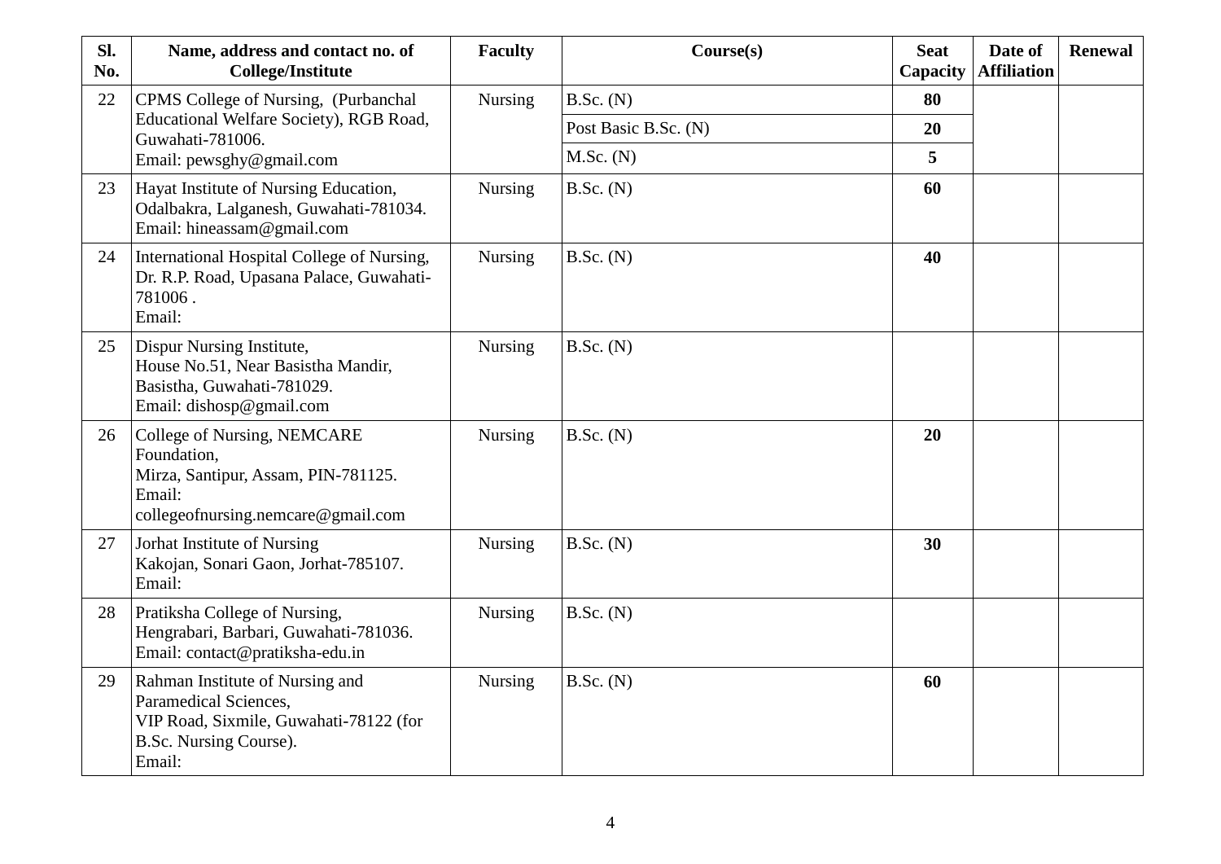| Sl. No. | Name, address and contact no. of College/Institute | Faculty | Course(s) | Seat Capacity | Date of Affiliation | Renewal |
|---|---|---|---|---|---|---|
| 22 | CPMS College of Nursing, (Purbanchal Educational Welfare Society), RGB Road, Guwahati-781006. Email: pewsghy@gmail.com | Nursing | B.Sc. (N) | **80** | | |
| | | | Post Basic B.Sc. (N) | **20** | | |
| | | | M.Sc. (N) | **5** | | |
| 23 | Hayat Institute of Nursing Education, Odalbakra, Lalganesh, Guwahati-781034. Email: hineassam@gmail.com | Nursing | B.Sc. (N) | **60** | | |
| 24 | International Hospital College of Nursing, Dr. R.P. Road, Upasana Palace, Guwahati-781006 . Email: | Nursing | B.Sc. (N) | **40** | | |
| 25 | Dispur Nursing Institute, House No.51, Near Basistha Mandir, Basistha, Guwahati-781029. Email: dishosp@gmail.com | Nursing | B.Sc. (N) | | | |
| 26 | College of Nursing, NEMCARE Foundation, Mirza, Santipur, Assam, PIN-781125. Email: collegeofnursing.nemcare@gmail.com | Nursing | B.Sc. (N) | **20** | | |
| 27 | Jorhat Institute of Nursing Kakojan, Sonari Gaon, Jorhat-785107. Email: | Nursing | B.Sc. (N) | **30** | | |
| 28 | Pratiksha College of Nursing, Hengrabari, Barbari, Guwahati-781036. Email: contact@pratiksha-edu.in | Nursing | B.Sc. (N) | | | |
| 29 | Rahman Institute of Nursing and Paramedical Sciences, VIP Road, Sixmile, Guwahati-78122 (for B.Sc. Nursing Course). Email: | Nursing | B.Sc. (N) | **60** | | |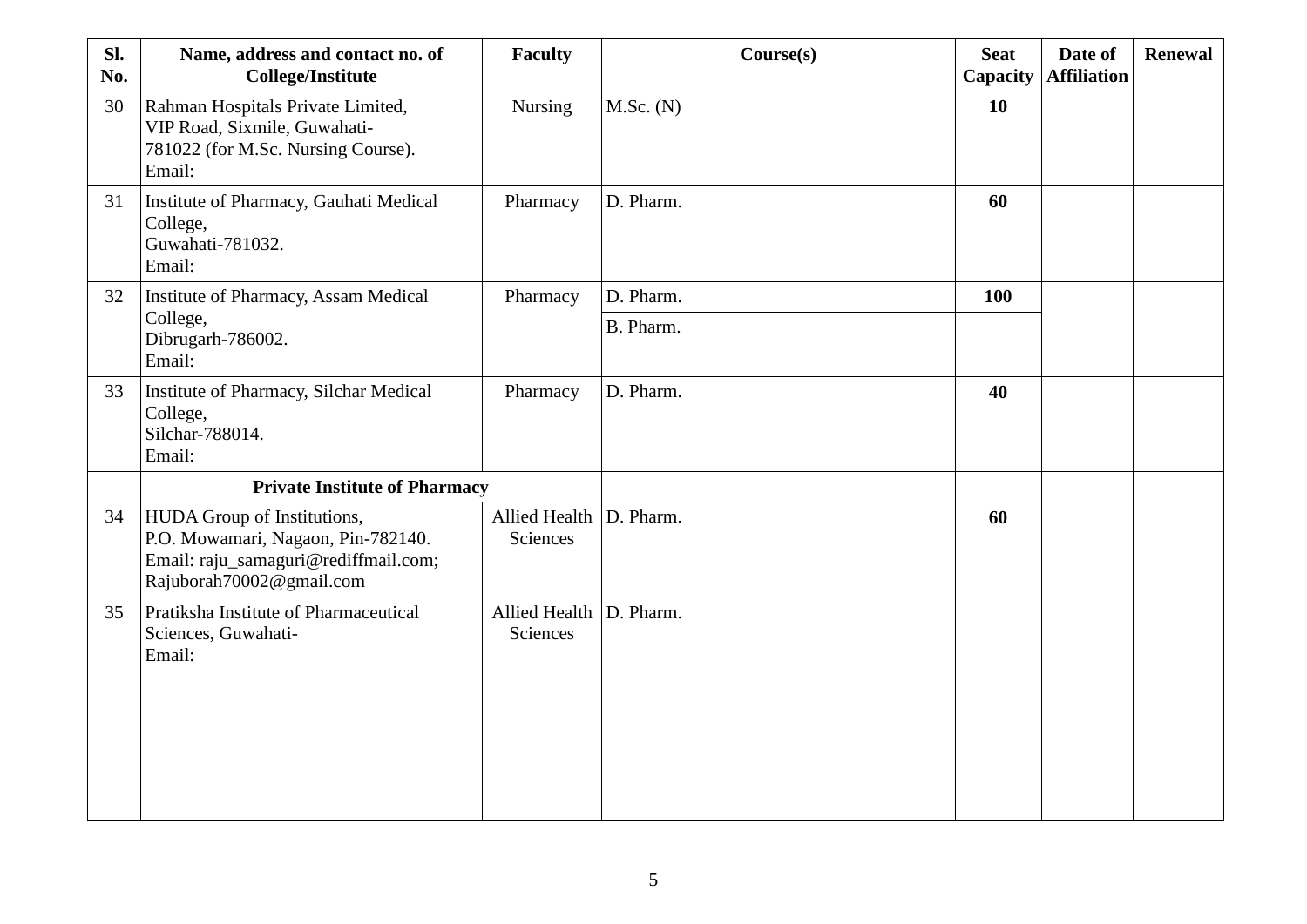| Sl. No. | Name, address and contact no. of College/Institute | Faculty | Course(s) | Seat Capacity | Date of Affiliation | Renewal |
|---|---|---|---|---|---|---|
| 30 | Rahman Hospitals Private Limited, VIP Road, Sixmile, Guwahati-781022 (for M.Sc. Nursing Course). Email: | Nursing | M.Sc. (N) | **10** | | |
| 31 | Institute of Pharmacy, Gauhati Medical College, Guwahati-781032. Email: | Pharmacy | D. Pharm. | **60** | | |
| 32 | Institute of Pharmacy, Assam Medical College, Dibrugarh-786002. Email: | Pharmacy | D. Pharm. | **100** | | |
| | | | B. Pharm. | | | |
| 33 | Institute of Pharmacy, Silchar Medical College, Silchar-788014. Email: | Pharmacy | D. Pharm. | **40** | | |
| | **Private Institute of Pharmacy** | | | | | |
| 34 | HUDA Group of Institutions, P.O. Mowamari, Nagaon, Pin-782140. Email: raju_samaguri@rediffmail.com; Rajuborah70002@gmail.com | Allied Health Sciences | D. Pharm. | **60** | | |
| 35 | Pratiksha Institute of Pharmaceutical Sciences, Guwahati- Email: | Allied Health Sciences | D. Pharm. | | | |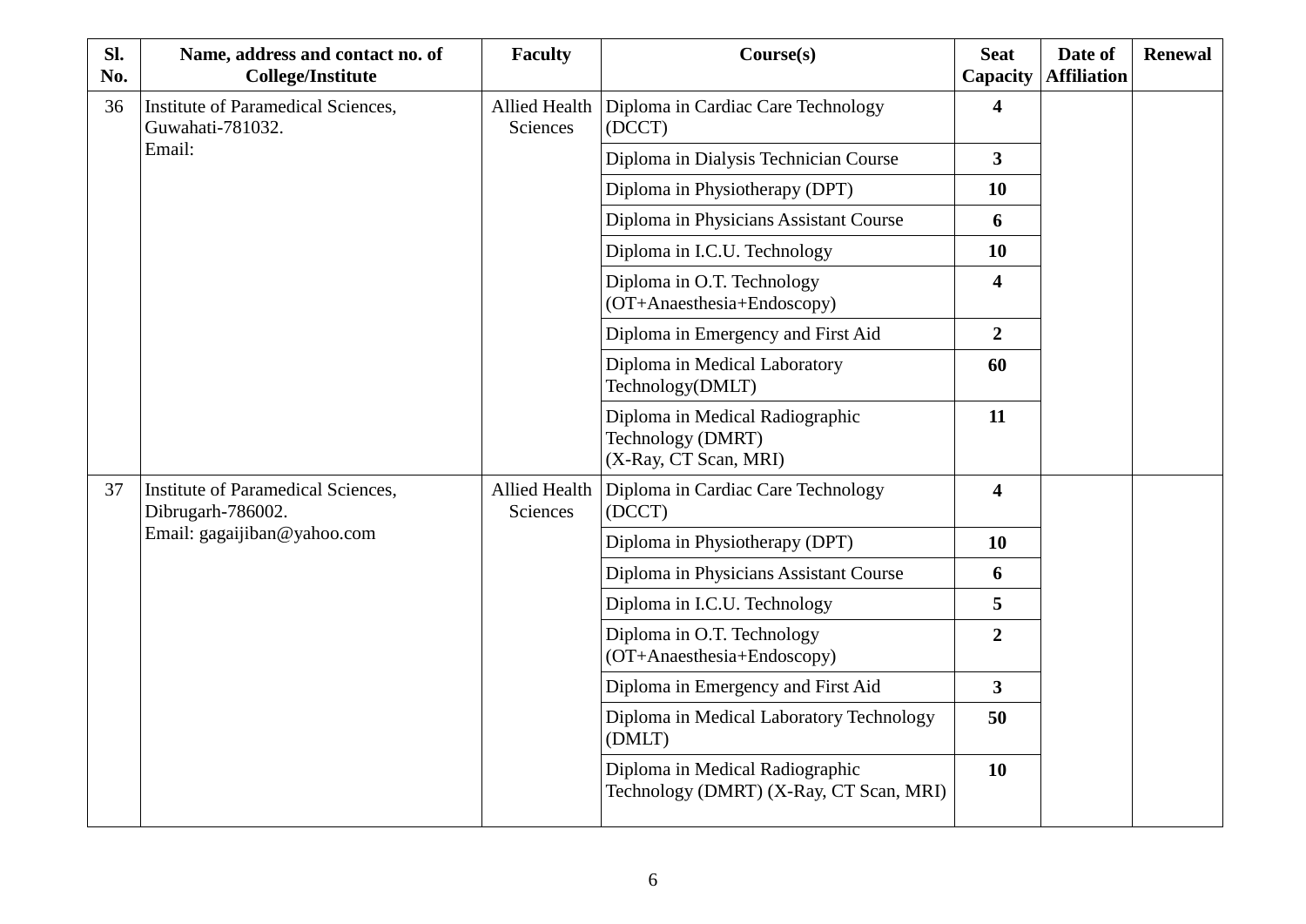| Sl. No. | Name, address and contact no. of College/Institute | Faculty | Course(s) | Seat Capacity | Date of Affiliation | Renewal |
|---|---|---|---|---|---|---|
| 36 | Institute of Paramedical Sciences, Guwahati-781032. Email: | Allied Health Sciences | Diploma in Cardiac Care Technology (DCCT) | **4** | | |
| | | | Diploma in Dialysis Technician Course | **3** | | |
| | | | Diploma in Physiotherapy (DPT) | **10** | | |
| | | | Diploma in Physicians Assistant Course | **6** | | |
| | | | Diploma in I.C.U. Technology | **10** | | |
| | | | Diploma in O.T. Technology (OT+Anaesthesia+Endoscopy) | **4** | | |
| | | | Diploma in Emergency and First Aid | **2** | | |
| | | | Diploma in Medical Laboratory Technology(DMLT) | **60** | | |
| | | | Diploma in Medical Radiographic Technology (DMRT) (X-Ray, CT Scan, MRI) | **11** | | |
| 37 | Institute of Paramedical Sciences, Dibrugarh-786002. Email: gagaijiban@yahoo.com | Allied Health Sciences | Diploma in Cardiac Care Technology (DCCT) | **4** | | |
| | | | Diploma in Physiotherapy (DPT) | **10** | | |
| | | | Diploma in Physicians Assistant Course | **6** | | |
| | | | Diploma in I.C.U. Technology | **5** | | |
| | | | Diploma in O.T. Technology (OT+Anaesthesia+Endoscopy) | **2** | | |
| | | | Diploma in Emergency and First Aid | **3** | | |
| | | | Diploma in Medical Laboratory Technology (DMLT) | **50** | | |
| | | | Diploma in Medical Radiographic Technology (DMRT) (X-Ray, CT Scan, MRI) | **10** | | |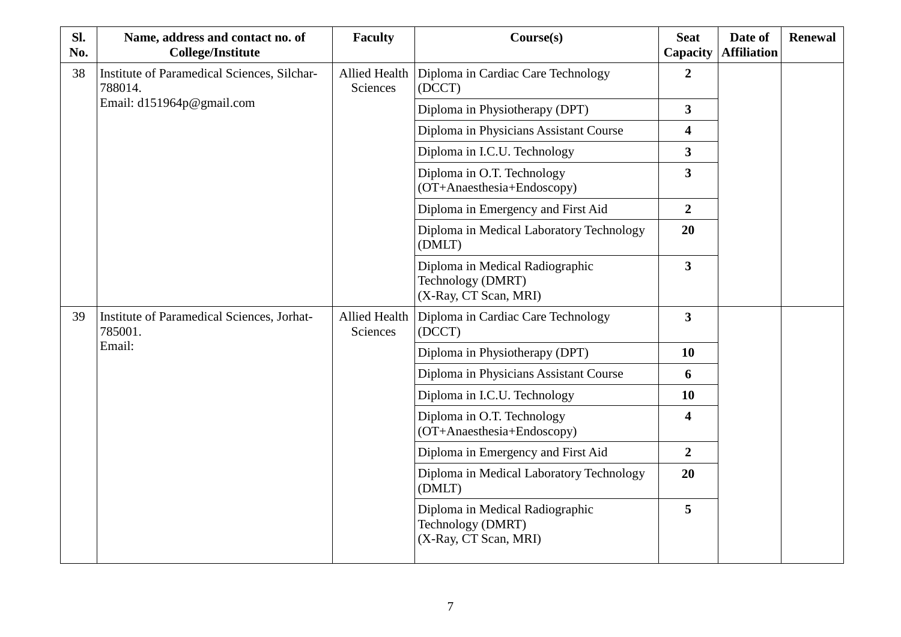| Sl. No. | Name, address and contact no. of College/Institute | Faculty | Course(s) | Seat Capacity | Date of Affiliation | Renewal |
|---|---|---|---|---|---|---|
| 38 | Institute of Paramedical Sciences, Silchar-788014.<br>Email: d151964p@gmail.com | Allied Health Sciences | Diploma in Cardiac Care Technology (DCCT) | **2** | | |
| | | | Diploma in Physiotherapy (DPT) | **3** | | |
| | | | Diploma in Physicians Assistant Course | **4** | | |
| | | | Diploma in I.C.U. Technology | **3** | | |
| | | | Diploma in O.T. Technology (OT+Anaesthesia+Endoscopy) | **3** | | |
| | | | Diploma in Emergency and First Aid | **2** | | |
| | | | Diploma in Medical Laboratory Technology (DMLT) | **20** | | |
| | | | Diploma in Medical Radiographic Technology (DMRT) (X-Ray, CT Scan, MRI) | **3** | | |
| 39 | Institute of Paramedical Sciences, Jorhat-785001.<br>Email: | Allied Health Sciences | Diploma in Cardiac Care Technology (DCCT) | **3** | | |
| | | | Diploma in Physiotherapy (DPT) | **10** | | |
| | | | Diploma in Physicians Assistant Course | **6** | | |
| | | | Diploma in I.C.U. Technology | **10** | | |
| | | | Diploma in O.T. Technology (OT+Anaesthesia+Endoscopy) | **4** | | |
| | | | Diploma in Emergency and First Aid | **2** | | |
| | | | Diploma in Medical Laboratory Technology (DMLT) | **20** | | |
| | | | Diploma in Medical Radiographic Technology (DMRT) (X-Ray, CT Scan, MRI) | **5** | | |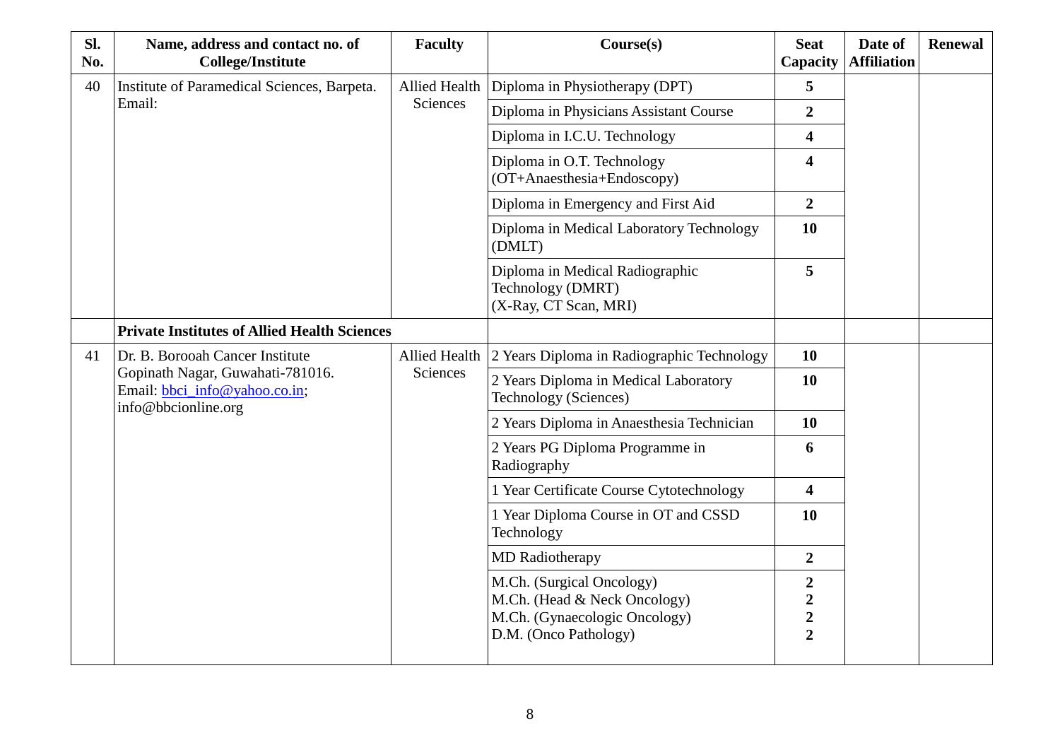| Sl. No. | Name, address and contact no. of College/Institute | Faculty | Course(s) | Seat Capacity | Date of Affiliation | Renewal |
|---|---|---|---|---|---|---|
| 40 | Institute of Paramedical Sciences, Barpeta. Email: | Allied Health Sciences | Diploma in Physiotherapy (DPT) | **5** | | |
| | | | Diploma in Physicians Assistant Course | **2** | | |
| | | | Diploma in I.C.U. Technology | **4** | | |
| | | | Diploma in O.T. Technology (OT+Anaesthesia+Endoscopy) | **4** | | |
| | | | Diploma in Emergency and First Aid | **2** | | |
| | | | Diploma in Medical Laboratory Technology (DMLT) | **10** | | |
| | | | Diploma in Medical Radiographic Technology (DMRT) (X-Ray, CT Scan, MRI) | **5** | | |
| | **Private Institutes of Allied Health Sciences** | | | | | |
| 41 | Dr. B. Borooah Cancer Institute Gopinath Nagar, Guwahati-781016. Email: bbci_info@yahoo.co.in; info@bbcionline.org | Allied Health Sciences | 2 Years Diploma in Radiographic Technology | **10** | | |
| | | | 2 Years Diploma in Medical Laboratory Technology (Sciences) | **10** | | |
| | | | 2 Years Diploma in Anaesthesia Technician | **10** | | |
| | | | 2 Years PG Diploma Programme in Radiography | **6** | | |
| | | | 1 Year Certificate Course Cytotechnology | **4** | | |
| | | | 1 Year Diploma Course in OT and CSSD Technology | **10** | | |
| | | | MD Radiotherapy | **2** | | |
| | | | M.Ch. (Surgical Oncology)<br>M.Ch. (Head & Neck Oncology)<br>M.Ch. (Gynaecologic Oncology)<br>D.M. (Onco Pathology) | **2**<br>**2**<br>**2**<br>**2** | | |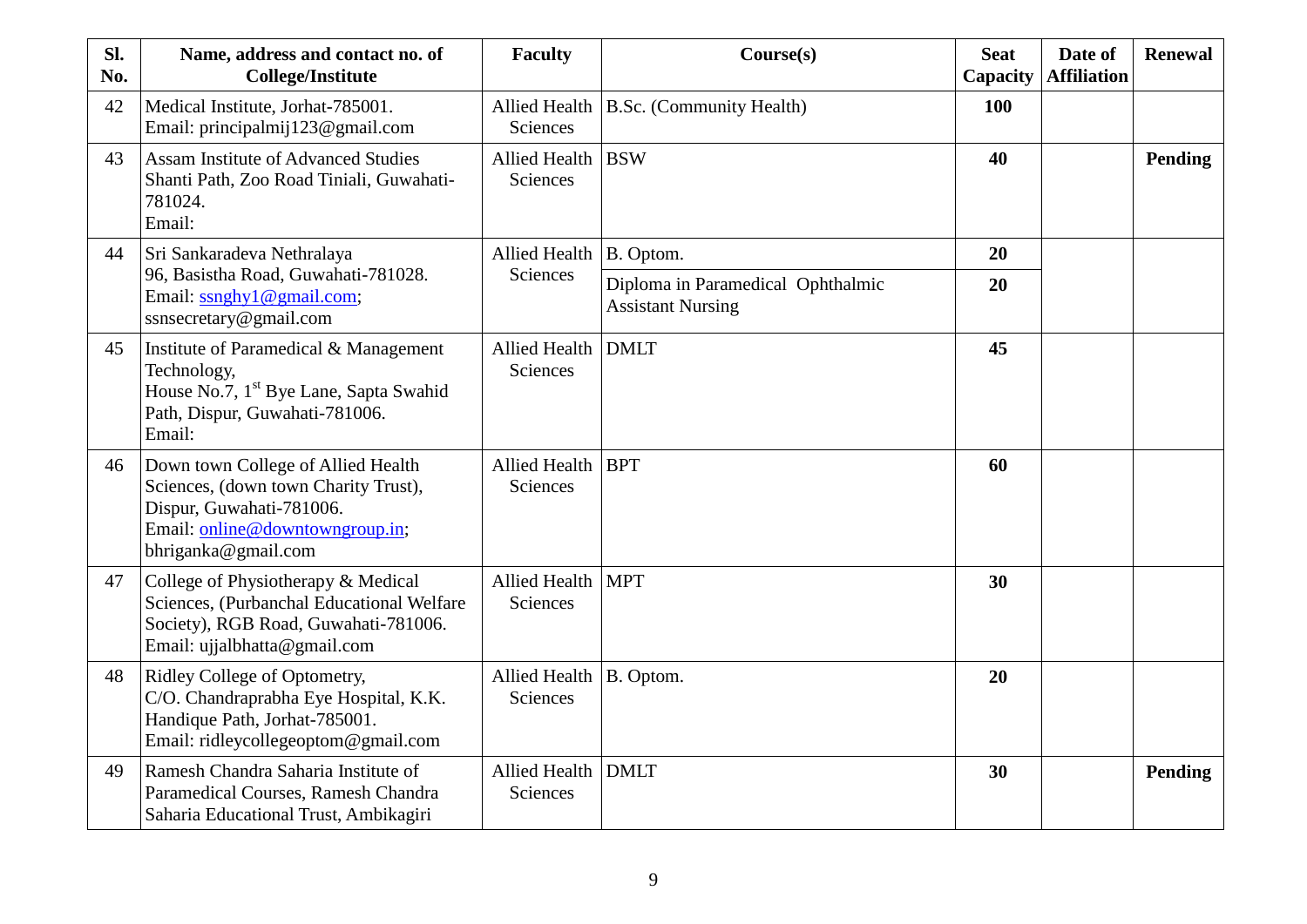| Sl. No. | Name, address and contact no. of College/Institute | Faculty | Course(s) | Seat Capacity | Date of Affiliation | Renewal |
|---|---|---|---|---|---|---|
| 42 | Medical Institute, Jorhat-785001. Email: principalmij123@gmail.com | Allied Health Sciences | B.Sc. (Community Health) | **100** | | |
| 43 | Assam Institute of Advanced Studies Shanti Path, Zoo Road Tiniali, Guwahati-781024. Email: | Allied Health Sciences | BSW | **40** | | **Pending** |
| 44 | Sri Sankaradeva Nethralaya 96, Basistha Road, Guwahati-781028. Email: ssnghy1@gmail.com; ssnsecretary@gmail.com | Allied Health Sciences | B. Optom. | **20** | | |
| | | | Diploma in Paramedical Ophthalmic Assistant Nursing | **20** | | |
| 45 | Institute of Paramedical & Management Technology, House No.7, 1st Bye Lane, Sapta Swahid Path, Dispur, Guwahati-781006. Email: | Allied Health Sciences | DMLT | **45** | | |
| 46 | Down town College of Allied Health Sciences, (down town Charity Trust), Dispur, Guwahati-781006. Email: online@downtowngroup.in; bhriganka@gmail.com | Allied Health Sciences | BPT | **60** | | |
| 47 | College of Physiotherapy & Medical Sciences, (Purbanchal Educational Welfare Society), RGB Road, Guwahati-781006. Email: ujjalbhatta@gmail.com | Allied Health Sciences | MPT | **30** | | |
| 48 | Ridley College of Optometry, C/O. Chandraprabha Eye Hospital, K.K. Handique Path, Jorhat-785001. Email: ridleycollegeoptom@gmail.com | Allied Health Sciences | B. Optom. | **20** | | |
| 49 | Ramesh Chandra Saharia Institute of Paramedical Courses, Ramesh Chandra Saharia Educational Trust, Ambikagiri | Allied Health Sciences | DMLT | **30** | | **Pending** |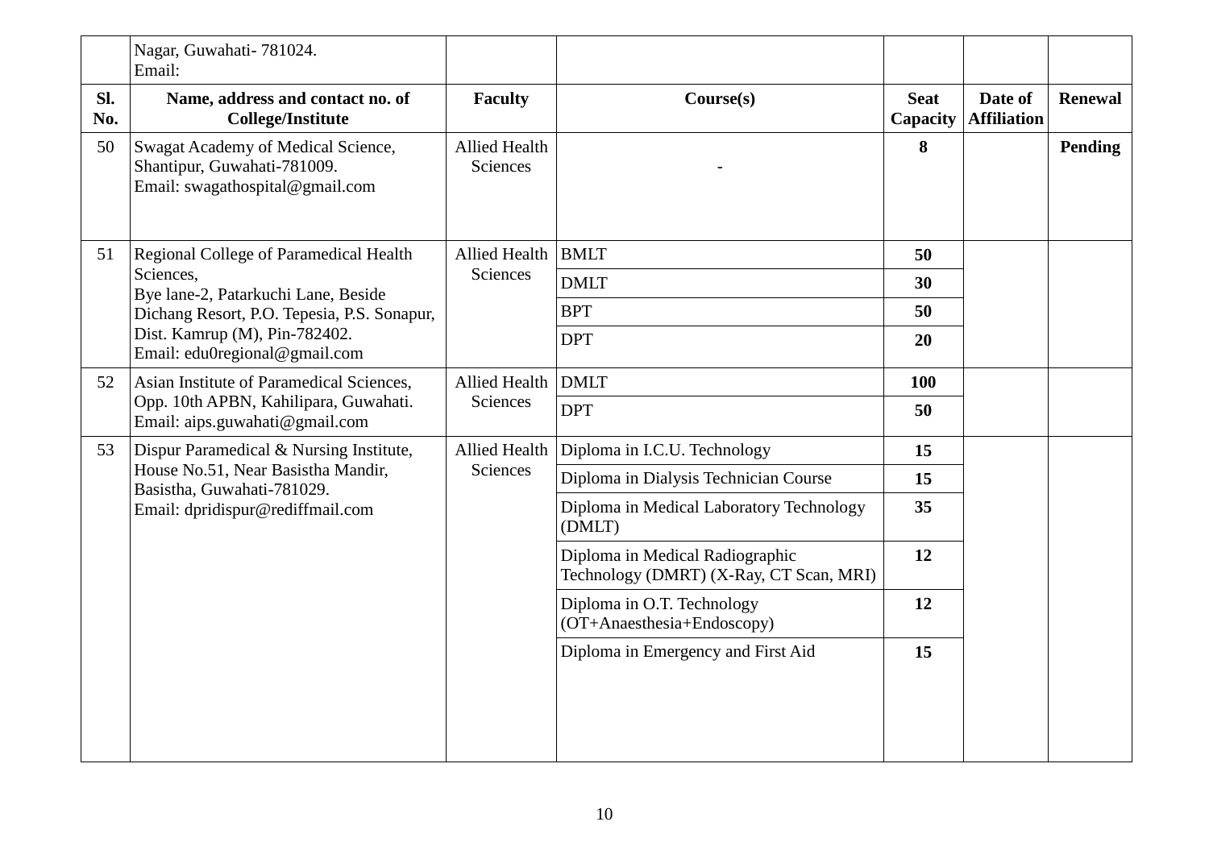| Sl. No. | Name, address and contact no. of College/Institute | Faculty | Course(s) | Seat Capacity | Date of Affiliation | Renewal |
|---|---|---|---|---|---|---|
| | Nagar, Guwahati- 781024. Email: | | | | | |
| 50 | Swagat Academy of Medical Science, Shantipur, Guwahati-781009. Email: swagathospital@gmail.com | Allied Health Sciences | - | **8** | | **Pending** |
| 51 | Regional College of Paramedical Health Sciences, Bye lane-2, Patarkuchi Lane, Beside Dichang Resort, P.O. Tepesia, P.S. Sonapur, Dist. Kamrup (M), Pin-782402. Email: edu0regional@gmail.com | Allied Health Sciences | BMLT | **50** | | |
| | | | DMLT | **30** | | |
| | | | BPT | **50** | | |
| | | | DPT | **20** | | |
| 52 | Asian Institute of Paramedical Sciences, Opp. 10th APBN, Kahilipara, Guwahati. Email: aips.guwahati@gmail.com | Allied Health Sciences | DMLT | **100** | | |
| | | | DPT | **50** | | |
| 53 | Dispur Paramedical & Nursing Institute, House No.51, Near Basistha Mandir, Basistha, Guwahati-781029. Email: dpridispur@rediffmail.com | Allied Health Sciences | Diploma in I.C.U. Technology | **15** | | |
| | | | Diploma in Dialysis Technician Course | **15** | | |
| | | | Diploma in Medical Laboratory Technology (DMLT) | **35** | | |
| | | | Diploma in Medical Radiographic Technology (DMRT) (X-Ray, CT Scan, MRI) | **12** | | |
| | | | Diploma in O.T. Technology (OT+Anaesthesia+Endoscopy) | **12** | | |
| | | | Diploma in Emergency and First Aid | **15** | | |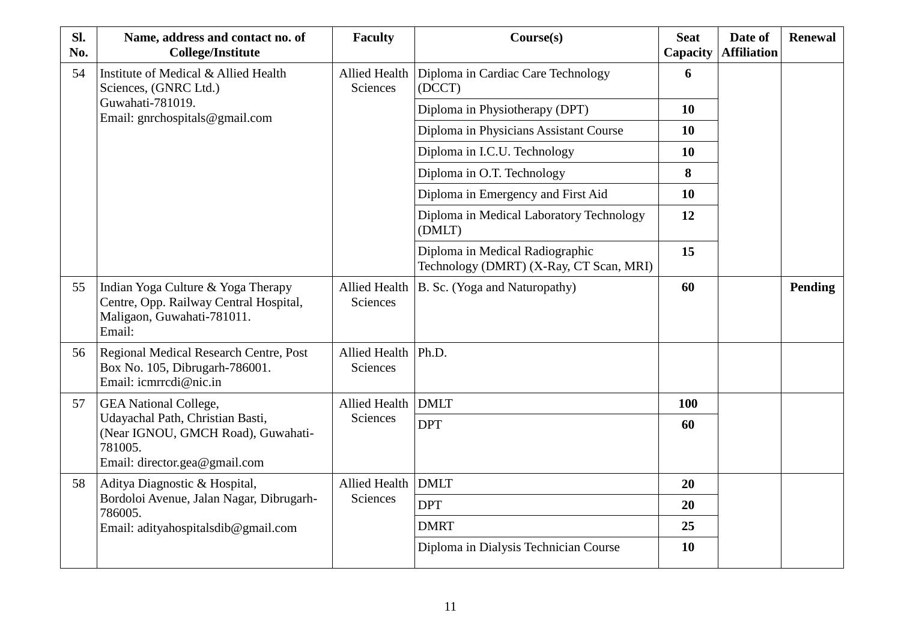| Sl. No. | Name, address and contact no. of College/Institute | Faculty | Course(s) | Seat Capacity | Date of Affiliation | Renewal |
|---|---|---|---|---|---|---|
| 54 | Institute of Medical & Allied Health Sciences, (GNRC Ltd.) Guwahati-781019. Email: gnrchospitals@gmail.com | Allied Health Sciences | Diploma in Cardiac Care Technology (DCCT) | **6** | | |
| | | | Diploma in Physiotherapy (DPT) | **10** | | |
| | | | Diploma in Physicians Assistant Course | **10** | | |
| | | | Diploma in I.C.U. Technology | **10** | | |
| | | | Diploma in O.T. Technology | **8** | | |
| | | | Diploma in Emergency and First Aid | **10** | | |
| | | | Diploma in Medical Laboratory Technology (DMLT) | **12** | | |
| | | | Diploma in Medical Radiographic Technology (DMRT) (X-Ray, CT Scan, MRI) | **15** | | |
| 55 | Indian Yoga Culture & Yoga Therapy Centre, Opp. Railway Central Hospital, Maligaon, Guwahati-781011. Email: | Allied Health Sciences | B. Sc. (Yoga and Naturopathy) | **60** | | **Pending** |
| 56 | Regional Medical Research Centre, Post Box No. 105, Dibrugarh-786001. Email: icmrrcdi@nic.in | Allied Health Sciences | Ph.D. | | | |
| 57 | GEA National College, Udayachal Path, Christian Basti, (Near IGNOU, GMCH Road), Guwahati-781005. Email: director.gea@gmail.com | Allied Health Sciences | DMLT | **100** | | |
| | | | DPT | **60** | | |
| 58 | Aditya Diagnostic & Hospital, Bordoloi Avenue, Jalan Nagar, Dibrugarh-786005. Email: adityahospitalsdib@gmail.com | Allied Health Sciences | DMLT | **20** | | |
| | | | DPT | **20** | | |
| | | | DMRT | **25** | | |
| | | | Diploma in Dialysis Technician Course | **10** | | |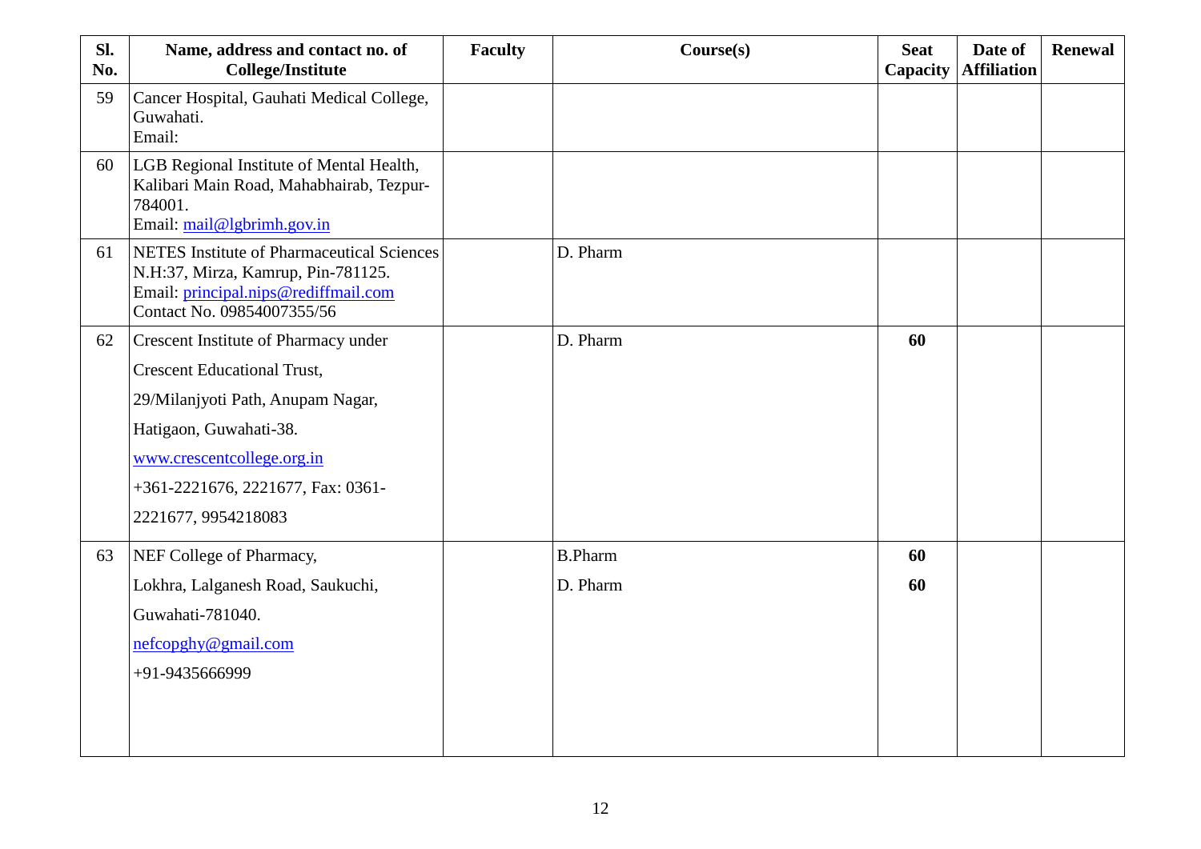| Sl. No. | Name, address and contact no. of College/Institute | Faculty | Course(s) | Seat Capacity | Date of Affiliation | Renewal |
|---|---|---|---|---|---|---|
| 59 | Cancer Hospital, Gauhati Medical College, Guwahati.<br>Email: | | | | | |
| 60 | LGB Regional Institute of Mental Health, Kalibari Main Road, Mahabhairab, Tezpur-784001.<br>Email: mail@lgbrimh.gov.in | | | | | |
| 61 | NETES Institute of Pharmaceutical Sciences N.H:37, Mirza, Kamrup, Pin-781125.<br>Email: principal.nips@rediffmail.com<br>Contact No. 09854007355/56 | | D. Pharm | | | |
| 62 | Crescent Institute of Pharmacy under<br>Crescent Educational Trust,<br>29/Milanjyoti Path, Anupam Nagar,<br>Hatigaon, Guwahati-38.<br>www.crescentcollege.org.in<br>+361-2221676, 2221677, Fax: 0361-2221677, 9954218083 | | D. Pharm | **60** | | |
| 63 | NEF College of Pharmacy,<br>Lokhra, Lalganesh Road, Saukuchi,<br>Guwahati-781040.<br>nefcopghy@gmail.com<br>+91-9435666999 | | B.Pharm<br>D. Pharm | **60**<br>**60** | | |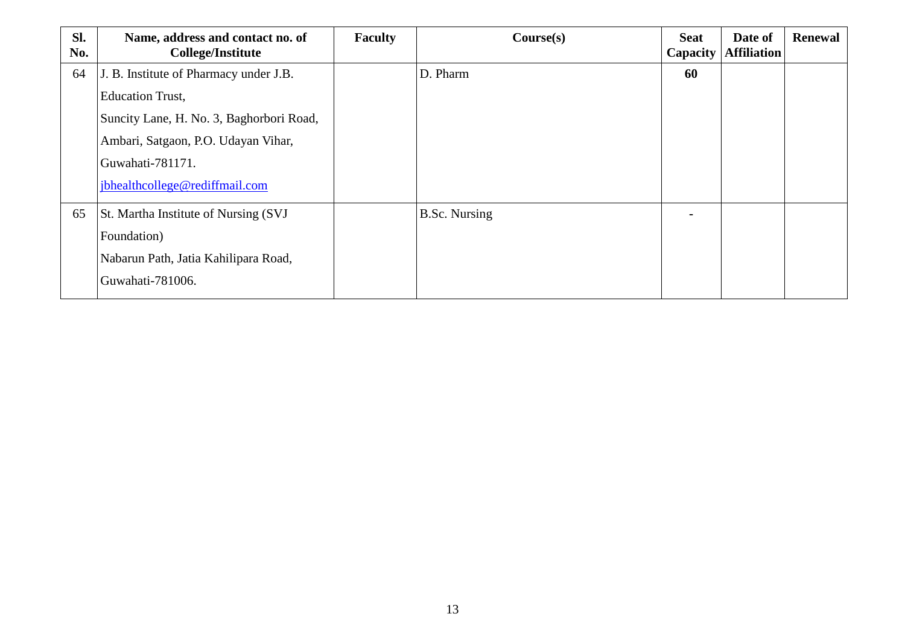| Sl. No. | Name, address and contact no. of College/Institute | Faculty | Course(s) | Seat Capacity | Date of Affiliation | Renewal |
|---|---|---|---|---|---|---|
| 64 | J. B. Institute of Pharmacy under J.B. Education Trust, Suncity Lane, H. No. 3, Baghorbori Road, Ambari, Satgaon, P.O. Udayan Vihar, Guwahati-781171. jbhealthcollege@rediffmail.com | | D. Pharm | **60** | | |
| 65 | St. Martha Institute of Nursing (SVJ Foundation) Nabarun Path, Jatia Kahilipara Road, Guwahati-781006. | | B.Sc. Nursing | - | | |